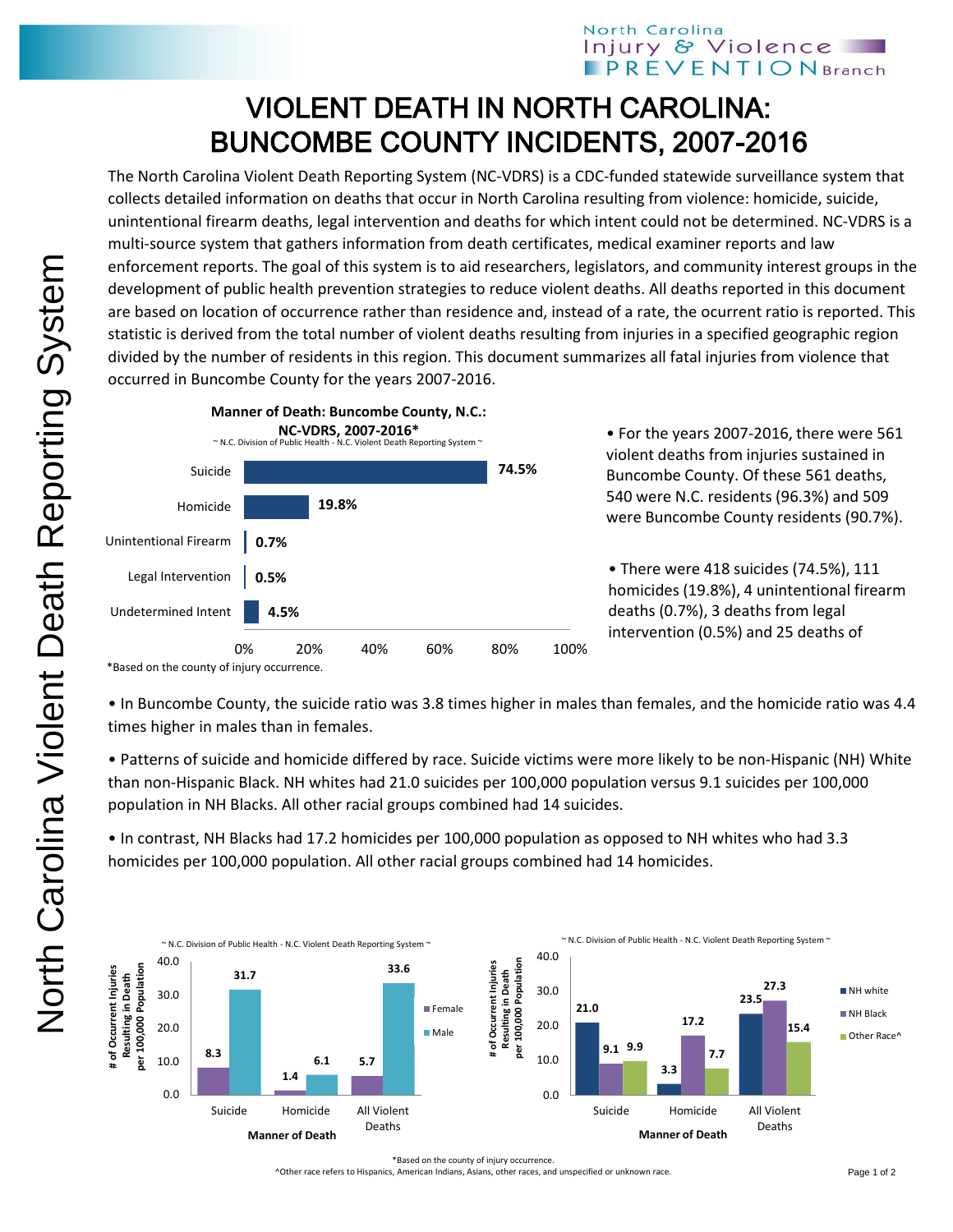# VIOLENT DEATH IN NORTH CAROLINA: BUNCOMBE COUNTY INCIDENTS, 2007-2016

The North Carolina Violent Death Reporting System (NC-VDRS) is a CDC-funded statewide surveillance system that collects detailed information on deaths that occur in North Carolina resulting from violence: homicide, suicide, unintentional firearm deaths, legal intervention and deaths for which intent could not be determined. NC-VDRS is a multi-source system that gathers information from death certificates, medical examiner reports and law enforcement reports. The goal of this system is to aid researchers, legislators, and community interest groups in the development of public health prevention strategies to reduce violent deaths. All deaths reported in this document are based on location of occurrence rather than residence and, instead of a rate, the ocurrent ratio is reported. This statistic is derived from the total number of violent deaths resulting from injuries in a specified geographic region divided by the number of residents in this region. This document summarizes all fatal injuries from violence that occurred in Buncombe County for the years 2007-2016.

**Manner of Death: Buncombe County, N.C.: NC-VDRS, 2007-2016***

~ N.C. Division of Public Health - N.C. Violent Death Reporting System ~

| Manner of Death | Percent |
|---|---|
| Suicide | 74.5% |
| Homicide | 19.8% |
| Unintentional Firearm | 0.7% |
| Legal Intervention | 0.5% |
| Undetermined Intent | 4.5% |

*Based on the county of injury occurrence.

- For the years 2007-2016, there were 561 violent deaths from injuries sustained in Buncombe County. Of these 561 deaths, 540 were N.C. residents (96.3%) and 509 were Buncombe County residents (90.7%).

- There were 418 suicides (74.5%), 111 homicides (19.8%), 4 unintentional firearm deaths (0.7%), 3 deaths from legal intervention (0.5%) and 25 deaths of

- In Buncombe County, the suicide ratio was 3.8 times higher in males than females, and the homicide ratio was 4.4 times higher in males than in females.

- Patterns of suicide and homicide differed by race. Suicide victims were more likely to be non-Hispanic (NH) White than non-Hispanic Black. NH whites had 21.0 suicides per 100,000 population versus 9.1 suicides per 100,000 population in NH Blacks. All other racial groups combined had 14 suicides.

- In contrast, NH Blacks had 17.2 homicides per 100,000 population as opposed to NH whites who had 3.3 homicides per 100,000 population. All other racial groups combined had 14 homicides.

~ N.C. Division of Public Health - N.C. Violent Death Reporting System ~

\# of Occurrent Injuries Resulting in Death per 100,000 Population, by Manner of Death

| Manner of Death | Female | Male |
|---|---|---|
| Suicide | 8.3 | 31.7 |
| Homicide | 1.4 | 6.1 |
| All Violent Deaths | 5.7 | 33.6 |

~ N.C. Division of Public Health - N.C. Violent Death Reporting System ~

\# of Occurrent Injuries Resulting in Death per 100,000 Population, by Manner of Death

| Manner of Death | NH white | NH Black | Other Race^ |
|---|---|---|---|
| Suicide | 21.0 | 9.1 | 9.9 |
| Homicide | 3.3 | 17.2 | 7.7 |
| All Violent Deaths | 23.5 | 27.3 | 15.4 |

*Based on the county of injury occurrence.

^Other race refers to Hispanics, American Indians, Asians, other races, and unspecified or unknown race.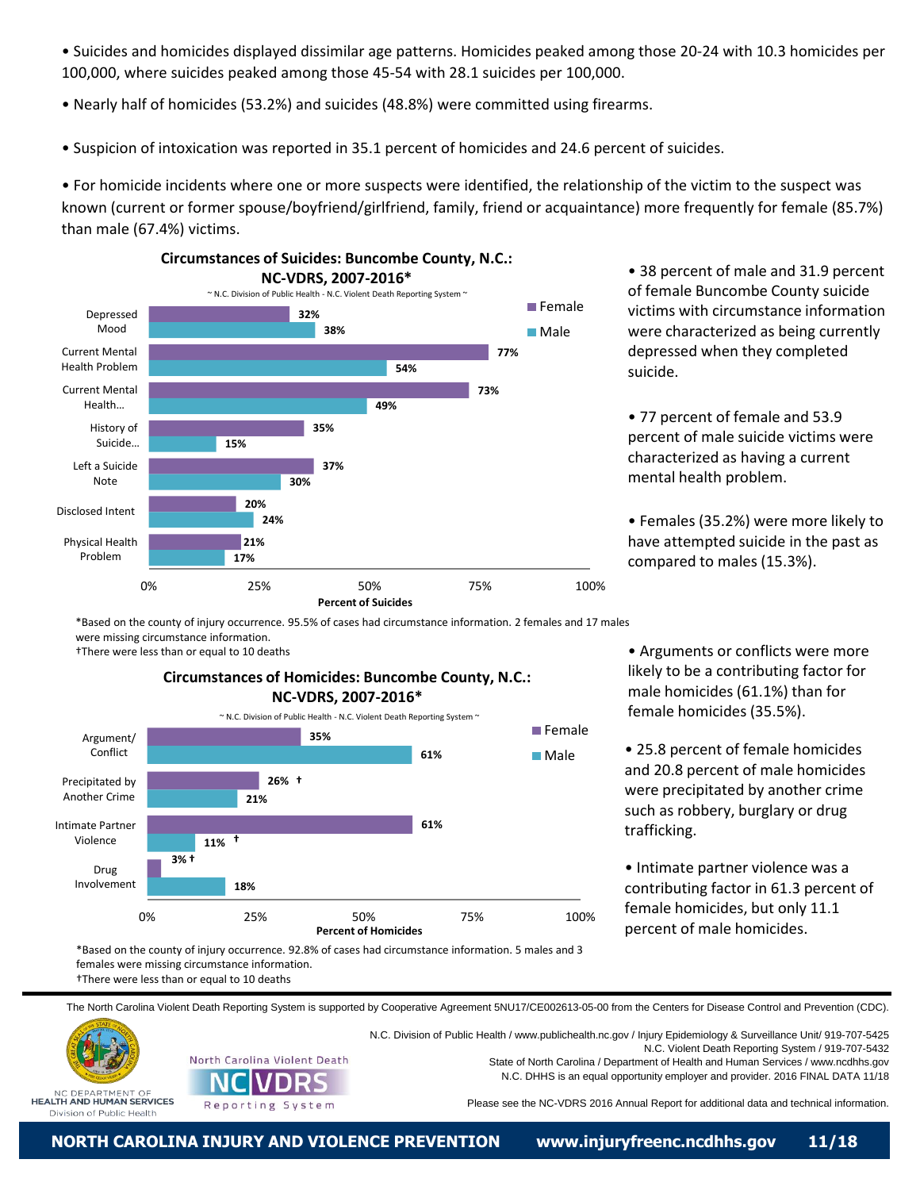• Suicides and homicides displayed dissimilar age patterns. Homicides peaked among those 20-24 with 10.3 homicides per 100,000, where suicides peaked among those 45-54 with 28.1 suicides per 100,000.

• Nearly half of homicides (53.2%) and suicides (48.8%) were committed using firearms.

• Suspicion of intoxication was reported in 35.1 percent of homicides and 24.6 percent of suicides.

• For homicide incidents where one or more suspects were identified, the relationship of the victim to the suspect was known (current or former spouse/boyfriend/girlfriend, family, friend or acquaintance) more frequently for female (85.7%) than male (67.4%) victims.

**Circumstances of Suicides: Buncombe County, N.C.: NC-VDRS, 2007-2016***

~ N.C. Division of Public Health - N.C. Violent Death Reporting System ~

Female
Male

Depressed Mood: 32%, 38%
Current Mental Health Problem: 77%, 54%
Current Mental Health...: 73%, 49%
History of Suicide...: 35%, 15%
Left a Suicide Note: 37%, 30%
Disclosed Intent: 20%, 24%
Physical Health Problem: 21%, 17%

0% 25% 50% 75% 100%

Percent of Suicides

*Based on the county of injury occurrence. 95.5% of cases had circumstance information. 2 females and 17 males were missing circumstance information.
†There were less than or equal to 10 deaths

• 38 percent of male and 31.9 percent of female Buncombe County suicide victims with circumstance information were characterized as being currently depressed when they completed suicide.

• 77 percent of female and 53.9 percent of male suicide victims were characterized as having a current mental health problem.

• Females (35.2%) were more likely to have attempted suicide in the past as compared to males (15.3%).

**Circumstances of Homicides: Buncombe County, N.C.: NC-VDRS, 2007-2016***

~ N.C. Division of Public Health - N.C. Violent Death Reporting System ~

Female
Male

Argument/ Conflict: 35%, 61%
Precipitated by Another Crime: 26% †, 21%
Intimate Partner Violence: 61%, 11% †
Drug Involvement: 3% †, 18%

0% 25% 50% 75% 100%

Percent of Homicides

*Based on the county of injury occurrence. 92.8% of cases had circumstance information. 5 males and 3 females were missing circumstance information.
†There were less than or equal to 10 deaths

• Arguments or conflicts were more likely to be a contributing factor for male homicides (61.1%) than for female homicides (35.5%).

• 25.8 percent of female homicides and 20.8 percent of male homicides were precipitated by another crime such as robbery, burglary or drug trafficking.

• Intimate partner violence was a contributing factor in 61.3 percent of female homicides, but only 11.1 percent of male homicides.

The North Carolina Violent Death Reporting System is supported by Cooperative Agreement 5NU17/CE002613-05-00 from the Centers for Disease Control and Prevention (CDC).

N.C. Division of Public Health / www.publichealth.nc.gov / Injury Epidemiology & Surveillance Unit/ 919-707-5425
N.C. Violent Death Reporting System / 919-707-5432
State of North Carolina / Department of Health and Human Services / www.ncdhhs.gov
N.C. DHHS is an equal opportunity employer and provider. 2016 FINAL DATA 11/18

Please see the NC-VDRS 2016 Annual Report for additional data and technical information.